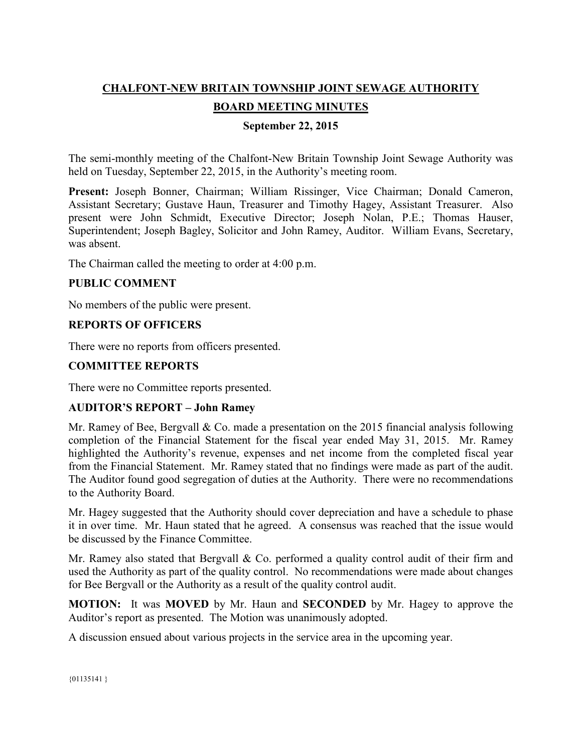# CHALFONT-NEW BRITAIN TOWNSHIP JOINT SEWAGE AUTHORITY

## BOARD MEETING MINUTES

### September 22, 2015

The semi-monthly meeting of the Chalfont-New Britain Township Joint Sewage Authority was held on Tuesday, September 22, 2015, in the Authority's meeting room.

**Present:** Joseph Bonner, Chairman; William Rissinger, Vice Chairman; Donald Cameron, Assistant Secretary; Gustave Haun, Treasurer and Timothy Hagey, Assistant Treasurer. Also present were John Schmidt, Executive Director; Joseph Nolan, P.E.; Thomas Hauser, Superintendent; Joseph Bagley, Solicitor and John Ramey, Auditor. William Evans, Secretary, was absent.

The Chairman called the meeting to order at 4:00 p.m.

**PUBLIC COMMENT**

No members of the public were present.

**REPORTS OF OFFICERS**

There were no reports from officers presented.

**COMMITTEE REPORTS**

There were no Committee reports presented.

**AUDITOR'S REPORT – John Ramey**

Mr. Ramey of Bee, Bergvall & Co. made a presentation on the 2015 financial analysis following completion of the Financial Statement for the fiscal year ended May 31, 2015. Mr. Ramey highlighted the Authority's revenue, expenses and net income from the completed fiscal year from the Financial Statement. Mr. Ramey stated that no findings were made as part of the audit. The Auditor found good segregation of duties at the Authority. There were no recommendations to the Authority Board.

Mr. Hagey suggested that the Authority should cover depreciation and have a schedule to phase it in over time. Mr. Haun stated that he agreed. A consensus was reached that the issue would be discussed by the Finance Committee.

Mr. Ramey also stated that Bergvall & Co. performed a quality control audit of their firm and used the Authority as part of the quality control. No recommendations were made about changes for Bee Bergvall or the Authority as a result of the quality control audit.

**MOTION:** It was **MOVED** by Mr. Haun and **SECONDED** by Mr. Hagey to approve the Auditor's report as presented. The Motion was unanimously adopted.

A discussion ensued about various projects in the service area in the upcoming year.

{01135141 }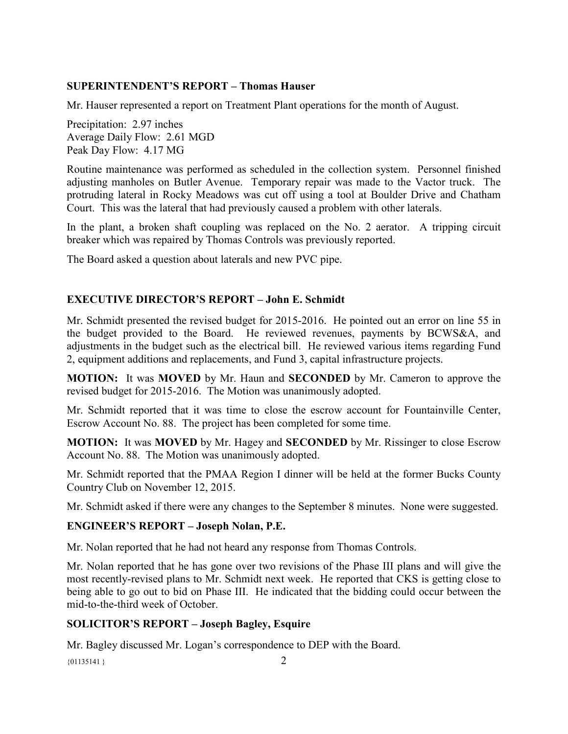## SUPERINTENDENT'S REPORT – Thomas Hauser

Mr. Hauser represented a report on Treatment Plant operations for the month of August.

Precipitation: 2.97 inches  
Average Daily Flow: 2.61 MGD  
Peak Day Flow: 4.17 MG

Routine maintenance was performed as scheduled in the collection system. Personnel finished adjusting manholes on Butler Avenue. Temporary repair was made to the Vactor truck. The protruding lateral in Rocky Meadows was cut off using a tool at Boulder Drive and Chatham Court. This was the lateral that had previously caused a problem with other laterals.

In the plant, a broken shaft coupling was replaced on the No. 2 aerator. A tripping circuit breaker which was repaired by Thomas Controls was previously reported.

The Board asked a question about laterals and new PVC pipe.

## EXECUTIVE DIRECTOR'S REPORT – John E. Schmidt

Mr. Schmidt presented the revised budget for 2015-2016. He pointed out an error on line 55 in the budget provided to the Board. He reviewed revenues, payments by BCWS&A, and adjustments in the budget such as the electrical bill. He reviewed various items regarding Fund 2, equipment additions and replacements, and Fund 3, capital infrastructure projects.

**MOTION:** It was **MOVED** by Mr. Haun and **SECONDED** by Mr. Cameron to approve the revised budget for 2015-2016. The Motion was unanimously adopted.

Mr. Schmidt reported that it was time to close the escrow account for Fountainville Center, Escrow Account No. 88. The project has been completed for some time.

**MOTION:** It was **MOVED** by Mr. Hagey and **SECONDED** by Mr. Rissinger to close Escrow Account No. 88. The Motion was unanimously adopted.

Mr. Schmidt reported that the PMAA Region I dinner will be held at the former Bucks County Country Club on November 12, 2015.

Mr. Schmidt asked if there were any changes to the September 8 minutes. None were suggested.

## ENGINEER'S REPORT – Joseph Nolan, P.E.

Mr. Nolan reported that he had not heard any response from Thomas Controls.

Mr. Nolan reported that he has gone over two revisions of the Phase III plans and will give the most recently-revised plans to Mr. Schmidt next week. He reported that CKS is getting close to being able to go out to bid on Phase III. He indicated that the bidding could occur between the mid-to-the-third week of October.

## SOLICITOR'S REPORT – Joseph Bagley, Esquire

Mr. Bagley discussed Mr. Logan's correspondence to DEP with the Board.

{01135141 }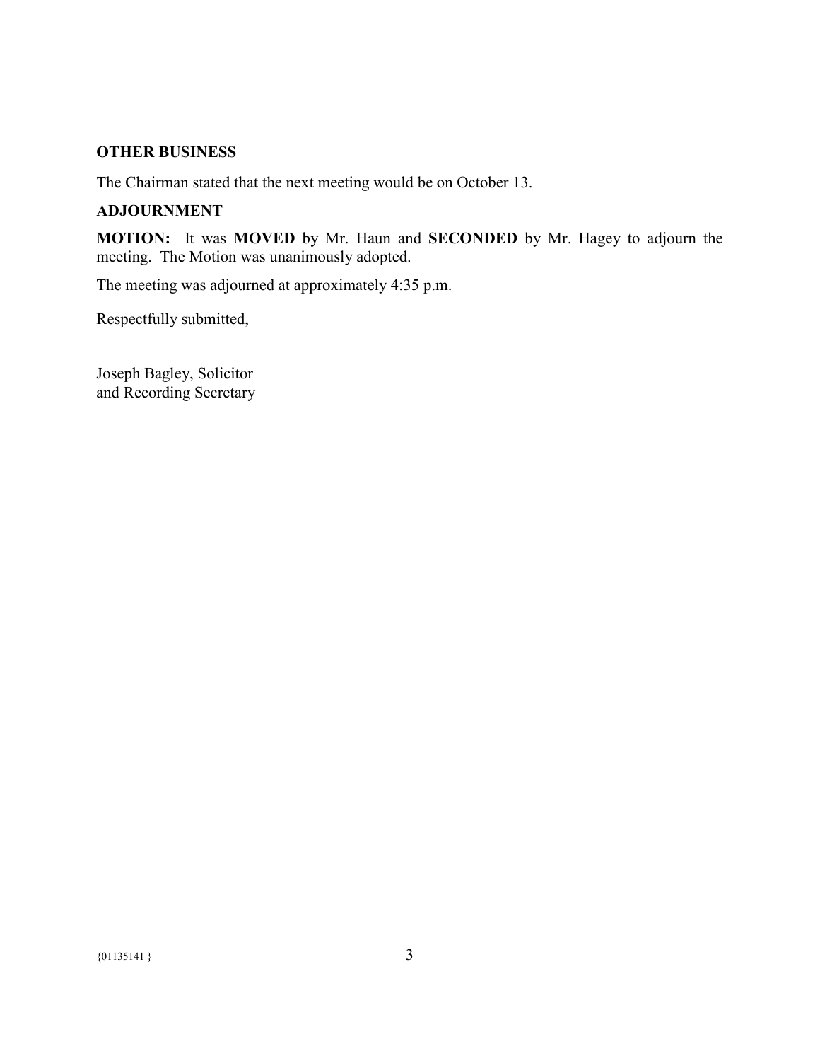**OTHER BUSINESS**

The Chairman stated that the next meeting would be on October 13.

**ADJOURNMENT**

**MOTION:** It was **MOVED** by Mr. Haun and **SECONDED** by Mr. Hagey to adjourn the meeting. The Motion was unanimously adopted.

The meeting was adjourned at approximately 4:35 p.m.

Respectfully submitted,

Joseph Bagley, Solicitor
and Recording Secretary

{01135141 }